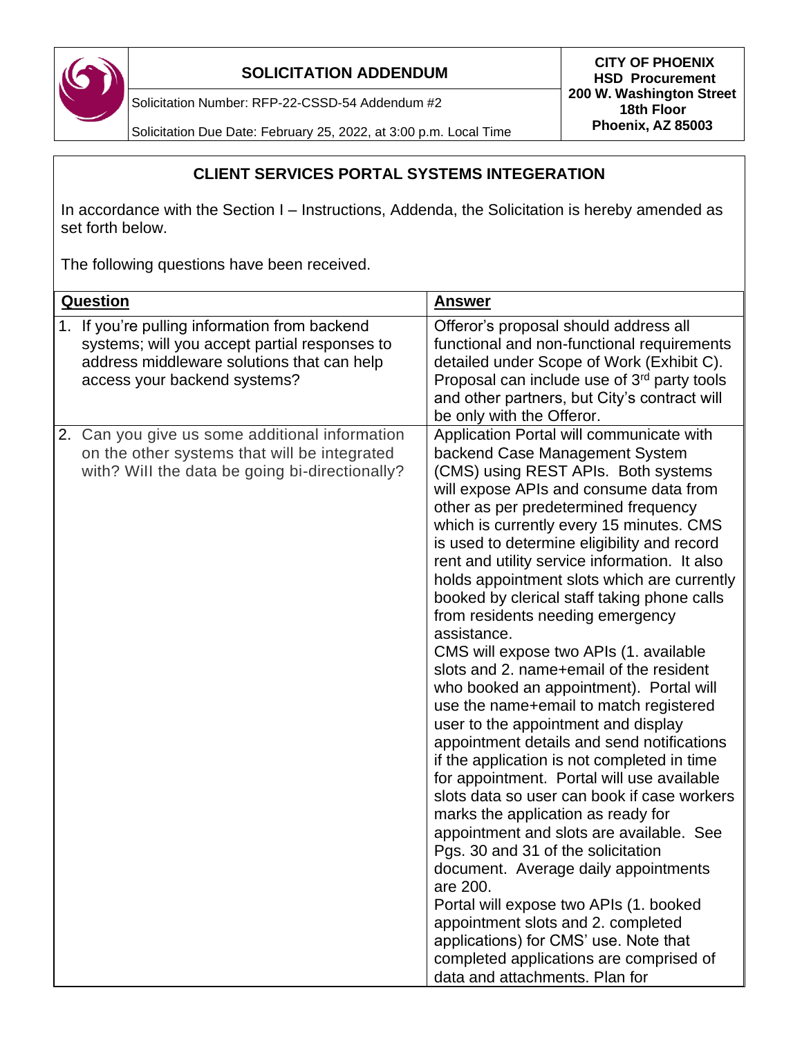# SOLICITATION ADDENDUM

Solicitation Number: RFP-22-CSSD-54 Addendum #2

Solicitation Due Date: February 25, 2022, at 3:00 p.m. Local Time

**CITY OF PHOENIX**
**HSD Procurement**
**200 W. Washington Street**
**18th Floor**
**Phoenix, AZ 85003**

## CLIENT SERVICES PORTAL SYSTEMS INTEGRATION

In accordance with the Section I – Instructions, Addenda, the Solicitation is hereby amended as set forth below.

The following questions have been received.

| Question | Answer |
|---|---|
| 1. If you're pulling information from backend systems; will you accept partial responses to address middleware solutions that can help access your backend systems? | Offeror's proposal should address all functional and non-functional requirements detailed under Scope of Work (Exhibit C). Proposal can include use of 3rd party tools and other partners, but City's contract will be only with the Offeror. |
| 2. Can you give us some additional information on the other systems that will be integrated with? Will the data be going bi-directionally? | Application Portal will communicate with backend Case Management System (CMS) using REST APIs. Both systems will expose APIs and consume data from other as per predetermined frequency which is currently every 15 minutes. CMS is used to determine eligibility and record rent and utility service information. It also holds appointment slots which are currently booked by clerical staff taking phone calls from residents needing emergency assistance.<br>CMS will expose two APIs (1. available slots and 2. name+email of the resident who booked an appointment). Portal will use the name+email to match registered user to the appointment and display appointment details and send notifications if the application is not completed in time for appointment. Portal will use available slots data so user can book if case workers marks the application as ready for appointment and slots are available. See Pgs. 30 and 31 of the solicitation document. Average daily appointments are 200.<br>Portal will expose two APIs (1. booked appointment slots and 2. completed applications) for CMS' use. Note that completed applications are comprised of data and attachments. Plan for |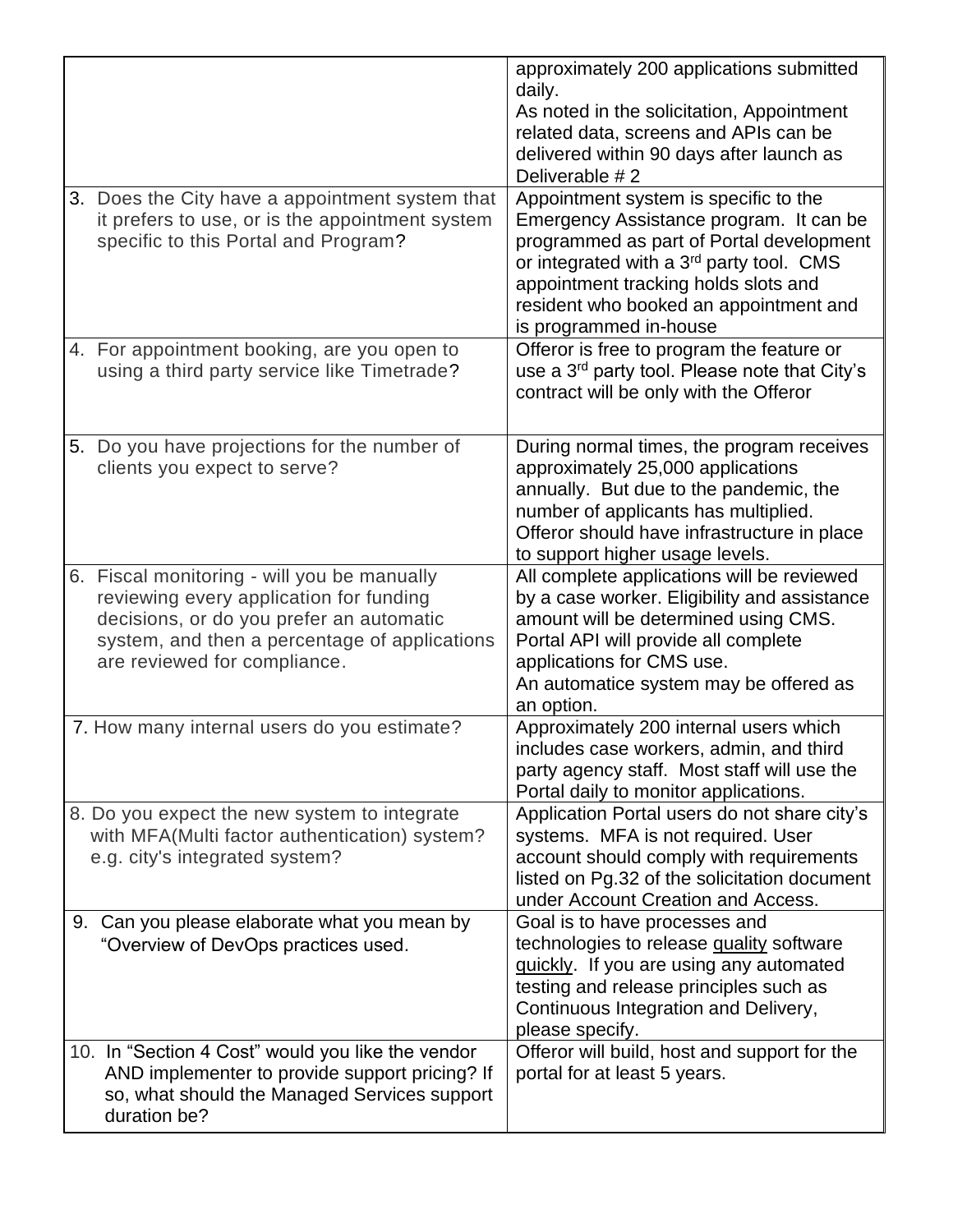| | |
|---|---|
| | approximately 200 applications submitted daily.<br>As noted in the solicitation, Appointment related data, screens and APIs can be delivered within 90 days after launch as Deliverable # 2 |
| 3. Does the City have a appointment system that it prefers to use, or is the appointment system specific to this Portal and Program? | Appointment system is specific to the Emergency Assistance program. It can be programmed as part of Portal development or integrated with a 3rd party tool. CMS appointment tracking holds slots and resident who booked an appointment and is programmed in-house |
| 4. For appointment booking, are you open to using a third party service like Timetrade? | Offeror is free to program the feature or use a 3rd party tool. Please note that City's contract will be only with the Offeror |
| 5. Do you have projections for the number of clients you expect to serve? | During normal times, the program receives approximately 25,000 applications annually. But due to the pandemic, the number of applicants has multiplied. Offeror should have infrastructure in place to support higher usage levels. |
| 6. Fiscal monitoring - will you be manually reviewing every application for funding decisions, or do you prefer an automatic system, and then a percentage of applications are reviewed for compliance. | All complete applications will be reviewed by a case worker. Eligibility and assistance amount will be determined using CMS. Portal API will provide all complete applications for CMS use.<br>An automatice system may be offered as an option. |
| 7. How many internal users do you estimate? | Approximately 200 internal users which includes case workers, admin, and third party agency staff. Most staff will use the Portal daily to monitor applications. |
| 8. Do you expect the new system to integrate with MFA(Multi factor authentication) system? e.g. city's integrated system? | Application Portal users do not share city's systems. MFA is not required. User account should comply with requirements listed on Pg.32 of the solicitation document under Account Creation and Access. |
| 9. Can you please elaborate what you mean by "Overview of DevOps practices used. | Goal is to have processes and technologies to release quality software quickly. If you are using any automated testing and release principles such as Continuous Integration and Delivery, please specify. |
| 10. In "Section 4 Cost" would you like the vendor AND implementer to provide support pricing? If so, what should the Managed Services support duration be? | Offeror will build, host and support for the portal for at least 5 years. |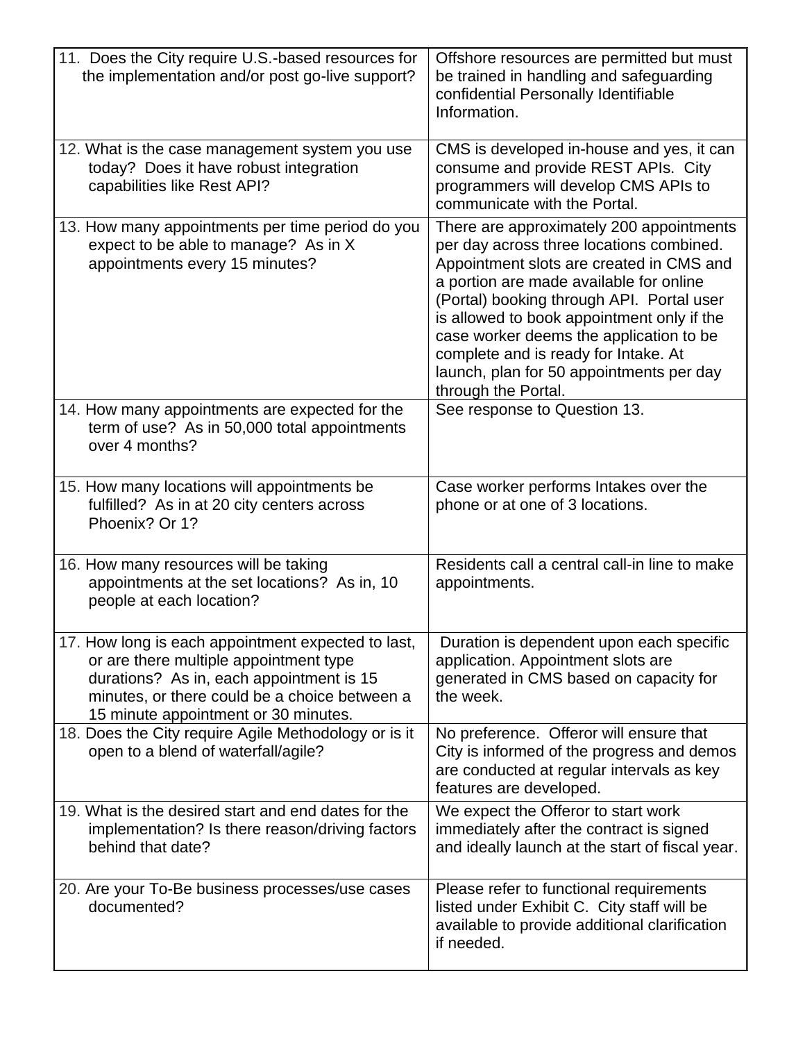| | |
|---|---|
| 11. Does the City require U.S.-based resources for the implementation and/or post go-live support? | Offshore resources are permitted but must be trained in handling and safeguarding confidential Personally Identifiable Information. |
| 12. What is the case management system you use today? Does it have robust integration capabilities like Rest API? | CMS is developed in-house and yes, it can consume and provide REST APIs. City programmers will develop CMS APIs to communicate with the Portal. |
| 13. How many appointments per time period do you expect to be able to manage? As in X appointments every 15 minutes? | There are approximately 200 appointments per day across three locations combined. Appointment slots are created in CMS and a portion are made available for online (Portal) booking through API. Portal user is allowed to book appointment only if the case worker deems the application to be complete and is ready for Intake. At launch, plan for 50 appointments per day through the Portal. |
| 14. How many appointments are expected for the term of use? As in 50,000 total appointments over 4 months? | See response to Question 13. |
| 15. How many locations will appointments be fulfilled? As in at 20 city centers across Phoenix? Or 1? | Case worker performs Intakes over the phone or at one of 3 locations. |
| 16. How many resources will be taking appointments at the set locations? As in, 10 people at each location? | Residents call a central call-in line to make appointments. |
| 17. How long is each appointment expected to last, or are there multiple appointment type durations? As in, each appointment is 15 minutes, or there could be a choice between a 15 minute appointment or 30 minutes. | Duration is dependent upon each specific application. Appointment slots are generated in CMS based on capacity for the week. |
| 18. Does the City require Agile Methodology or is it open to a blend of waterfall/agile? | No preference. Offeror will ensure that City is informed of the progress and demos are conducted at regular intervals as key features are developed. |
| 19. What is the desired start and end dates for the implementation? Is there reason/driving factors behind that date? | We expect the Offeror to start work immediately after the contract is signed and ideally launch at the start of fiscal year. |
| 20. Are your To-Be business processes/use cases documented? | Please refer to functional requirements listed under Exhibit C. City staff will be available to provide additional clarification if needed. |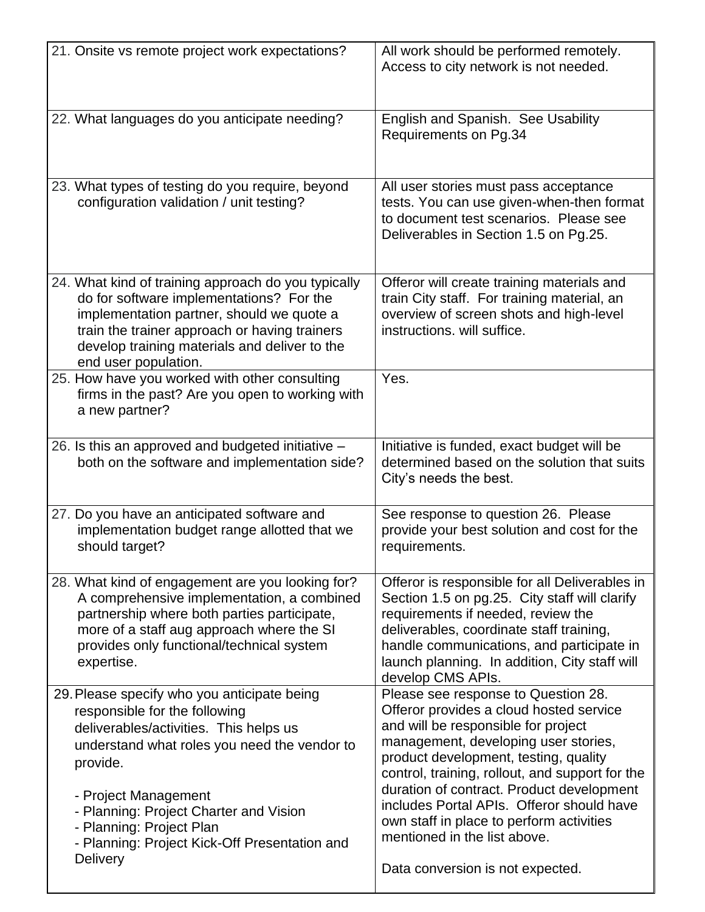| | |
|---|---|
| 21. Onsite vs remote project work expectations? | All work should be performed remotely. Access to city network is not needed. |
| 22. What languages do you anticipate needing? | English and Spanish. See Usability Requirements on Pg.34 |
| 23. What types of testing do you require, beyond configuration validation / unit testing? | All user stories must pass acceptance tests. You can use given-when-then format to document test scenarios. Please see Deliverables in Section 1.5 on Pg.25. |
| 24. What kind of training approach do you typically do for software implementations? For the implementation partner, should we quote a train the trainer approach or having trainers develop training materials and deliver to the end user population. | Offeror will create training materials and train City staff. For training material, an overview of screen shots and high-level instructions. will suffice. |
| 25. How have you worked with other consulting firms in the past? Are you open to working with a new partner? | Yes. |
| 26. Is this an approved and budgeted initiative – both on the software and implementation side? | Initiative is funded, exact budget will be determined based on the solution that suits City's needs the best. |
| 27. Do you have an anticipated software and implementation budget range allotted that we should target? | See response to question 26. Please provide your best solution and cost for the requirements. |
| 28. What kind of engagement are you looking for? A comprehensive implementation, a combined partnership where both parties participate, more of a staff aug approach where the SI provides only functional/technical system expertise. | Offeror is responsible for all Deliverables in Section 1.5 on pg.25. City staff will clarify requirements if needed, review the deliverables, coordinate staff training, handle communications, and participate in launch planning. In addition, City staff will develop CMS APIs. |
| 29. Please specify who you anticipate being responsible for the following deliverables/activities. This helps us understand what roles you need the vendor to provide.<br><br>- Project Management<br>- Planning: Project Charter and Vision<br>- Planning: Project Plan<br>- Planning: Project Kick-Off Presentation and Delivery | Please see response to Question 28. Offeror provides a cloud hosted service and will be responsible for project management, developing user stories, product development, testing, quality control, training, rollout, and support for the duration of contract. Product development includes Portal APIs. Offeror should have own staff in place to perform activities mentioned in the list above.<br><br>Data conversion is not expected. |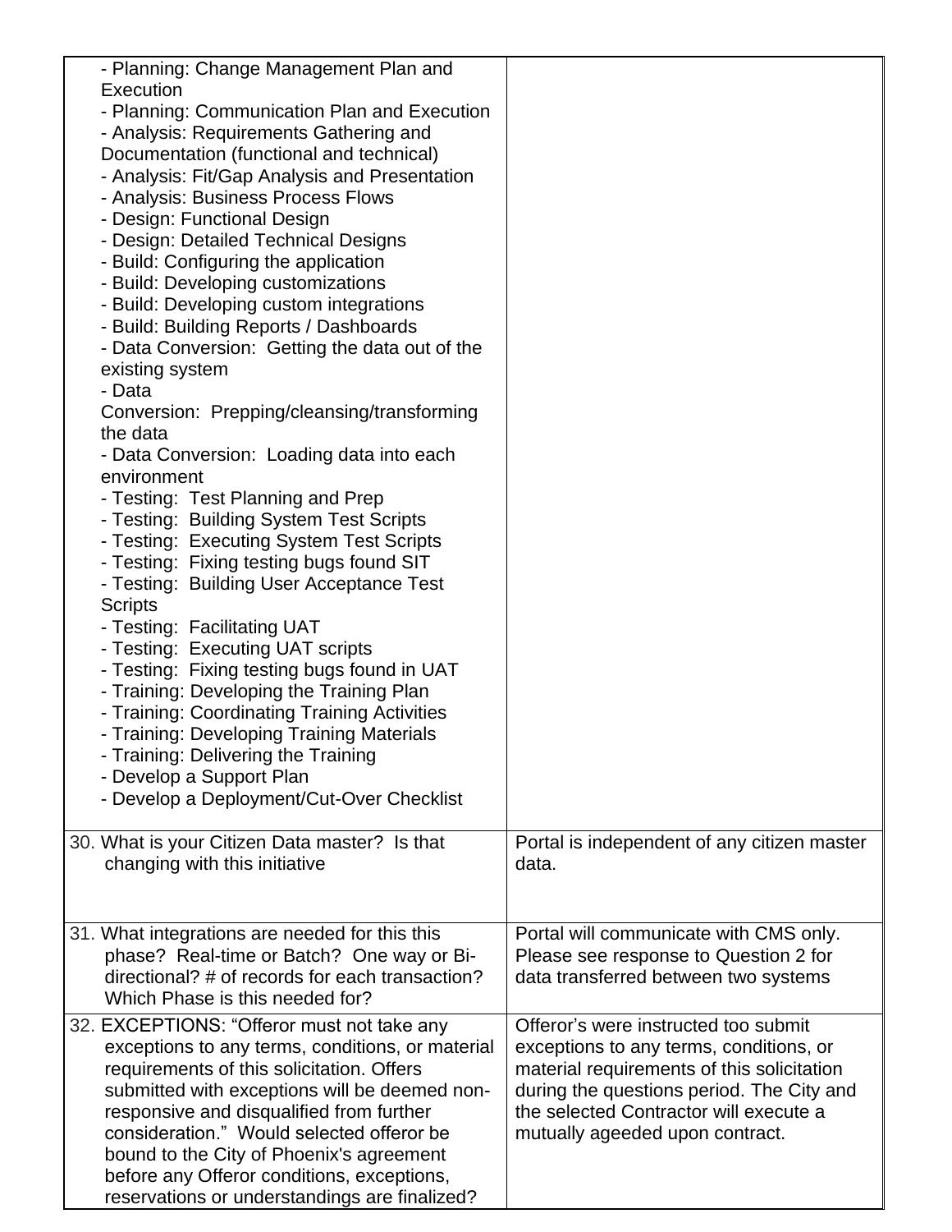| | |
|---|---|
| - Planning: Change Management Plan and Execution<br>- Planning: Communication Plan and Execution<br>- Analysis: Requirements Gathering and Documentation (functional and technical)<br>- Analysis: Fit/Gap Analysis and Presentation<br>- Analysis: Business Process Flows<br>- Design: Functional Design<br>- Design: Detailed Technical Designs<br>- Build: Configuring the application<br>- Build: Developing customizations<br>- Build: Developing custom integrations<br>- Build: Building Reports / Dashboards<br>- Data Conversion: Getting the data out of the existing system<br>- Data Conversion: Prepping/cleansing/transforming the data<br>- Data Conversion: Loading data into each environment<br>- Testing: Test Planning and Prep<br>- Testing: Building System Test Scripts<br>- Testing: Executing System Test Scripts<br>- Testing: Fixing testing bugs found SIT<br>- Testing: Building User Acceptance Test Scripts<br>- Testing: Facilitating UAT<br>- Testing: Executing UAT scripts<br>- Testing: Fixing testing bugs found in UAT<br>- Training: Developing the Training Plan<br>- Training: Coordinating Training Activities<br>- Training: Developing Training Materials<br>- Training: Delivering the Training<br>- Develop a Support Plan<br>- Develop a Deployment/Cut-Over Checklist | |
| 30. What is your Citizen Data master? Is that changing with this initiative | Portal is independent of any citizen master data. |
| 31. What integrations are needed for this this phase? Real-time or Batch? One way or Bi-directional? # of records for each transaction? Which Phase is this needed for? | Portal will communicate with CMS only. Please see response to Question 2 for data transferred between two systems |
| 32. EXCEPTIONS: "Offeror must not take any exceptions to any terms, conditions, or material requirements of this solicitation. Offers submitted with exceptions will be deemed non-responsive and disqualified from further consideration." Would selected offeror be bound to the City of Phoenix's agreement before any Offeror conditions, exceptions, reservations or understandings are finalized? | Offeror's were instructed too submit exceptions to any terms, conditions, or material requirements of this solicitation during the questions period. The City and the selected Contractor will execute a mutually ageeded upon contract. |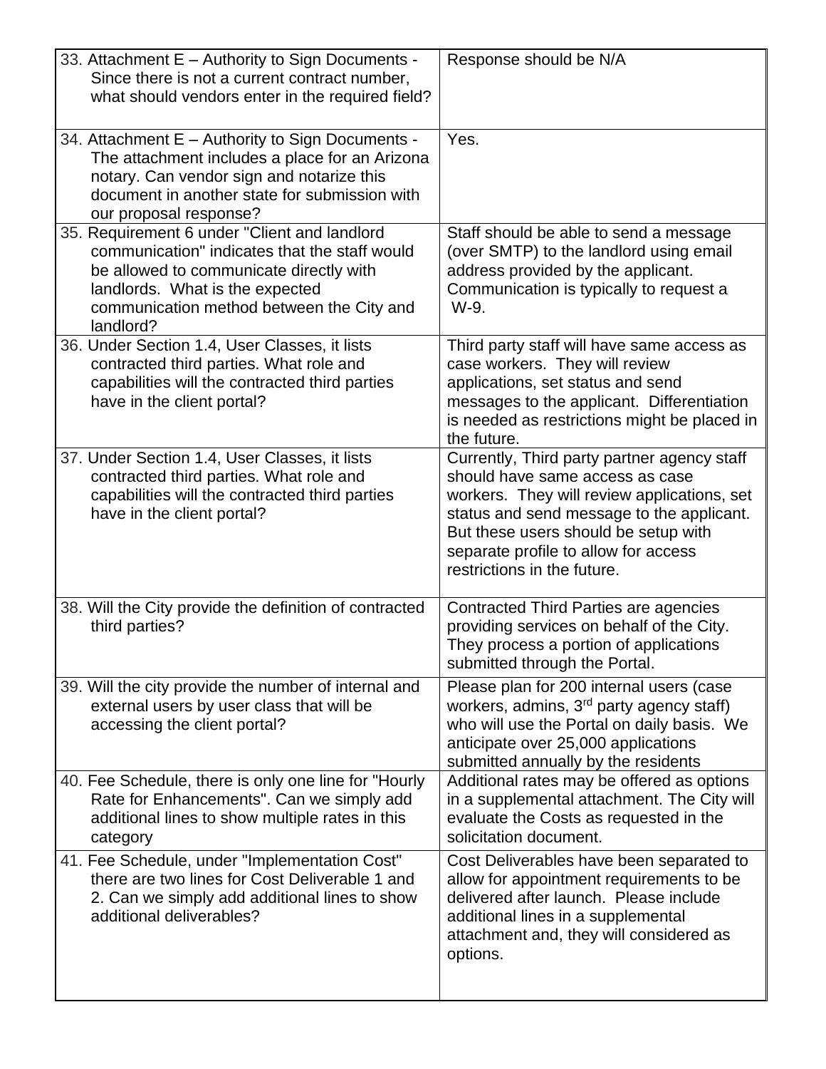| | |
|---|---|
| 33. Attachment E – Authority to Sign Documents - Since there is not a current contract number, what should vendors enter in the required field? | Response should be N/A |
| 34. Attachment E – Authority to Sign Documents - The attachment includes a place for an Arizona notary. Can vendor sign and notarize this document in another state for submission with our proposal response? | Yes. |
| 35. Requirement 6 under "Client and landlord communication" indicates that the staff would be allowed to communicate directly with landlords. What is the expected communication method between the City and landlord? | Staff should be able to send a message (over SMTP) to the landlord using email address provided by the applicant. Communication is typically to request a W-9. |
| 36. Under Section 1.4, User Classes, it lists contracted third parties. What role and capabilities will the contracted third parties have in the client portal? | Third party staff will have same access as case workers. They will review applications, set status and send messages to the applicant. Differentiation is needed as restrictions might be placed in the future. |
| 37. Under Section 1.4, User Classes, it lists contracted third parties. What role and capabilities will the contracted third parties have in the client portal? | Currently, Third party partner agency staff should have same access as case workers. They will review applications, set status and send message to the applicant. But these users should be setup with separate profile to allow for access restrictions in the future. |
| 38. Will the City provide the definition of contracted third parties? | Contracted Third Parties are agencies providing services on behalf of the City. They process a portion of applications submitted through the Portal. |
| 39. Will the city provide the number of internal and external users by user class that will be accessing the client portal? | Please plan for 200 internal users (case workers, admins, 3rd party agency staff) who will use the Portal on daily basis. We anticipate over 25,000 applications submitted annually by the residents |
| 40. Fee Schedule, there is only one line for "Hourly Rate for Enhancements". Can we simply add additional lines to show multiple rates in this category | Additional rates may be offered as options in a supplemental attachment. The City will evaluate the Costs as requested in the solicitation document. |
| 41. Fee Schedule, under "Implementation Cost" there are two lines for Cost Deliverable 1 and 2. Can we simply add additional lines to show additional deliverables? | Cost Deliverables have been separated to allow for appointment requirements to be delivered after launch. Please include additional lines in a supplemental attachment and, they will considered as options. |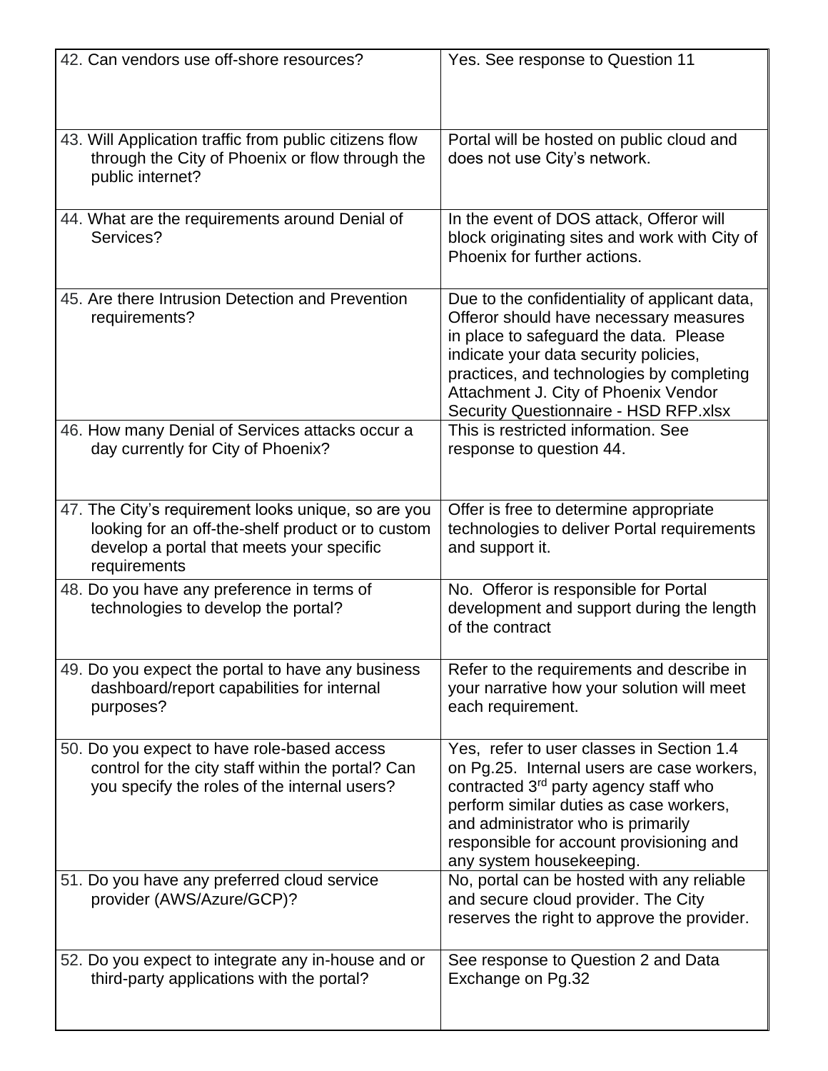| | |
|---|---|
| 42. Can vendors use off-shore resources? | Yes. See response to Question 11 |
| 43. Will Application traffic from public citizens flow through the City of Phoenix or flow through the public internet? | Portal will be hosted on public cloud and does not use City's network. |
| 44. What are the requirements around Denial of Services? | In the event of DOS attack, Offeror will block originating sites and work with City of Phoenix for further actions. |
| 45. Are there Intrusion Detection and Prevention requirements? | Due to the confidentiality of applicant data, Offeror should have necessary measures in place to safeguard the data. Please indicate your data security policies, practices, and technologies by completing Attachment J. City of Phoenix Vendor Security Questionnaire - HSD RFP.xlsx |
| 46. How many Denial of Services attacks occur a day currently for City of Phoenix? | This is restricted information. See response to question 44. |
| 47. The City's requirement looks unique, so are you looking for an off-the-shelf product or to custom develop a portal that meets your specific requirements | Offer is free to determine appropriate technologies to deliver Portal requirements and support it. |
| 48. Do you have any preference in terms of technologies to develop the portal? | No. Offeror is responsible for Portal development and support during the length of the contract |
| 49. Do you expect the portal to have any business dashboard/report capabilities for internal purposes? | Refer to the requirements and describe in your narrative how your solution will meet each requirement. |
| 50. Do you expect to have role-based access control for the city staff within the portal? Can you specify the roles of the internal users? | Yes, refer to user classes in Section 1.4 on Pg.25. Internal users are case workers, contracted 3rd party agency staff who perform similar duties as case workers, and administrator who is primarily responsible for account provisioning and any system housekeeping. |
| 51. Do you have any preferred cloud service provider (AWS/Azure/GCP)? | No, portal can be hosted with any reliable and secure cloud provider. The City reserves the right to approve the provider. |
| 52. Do you expect to integrate any in-house and or third-party applications with the portal? | See response to Question 2 and Data Exchange on Pg.32 |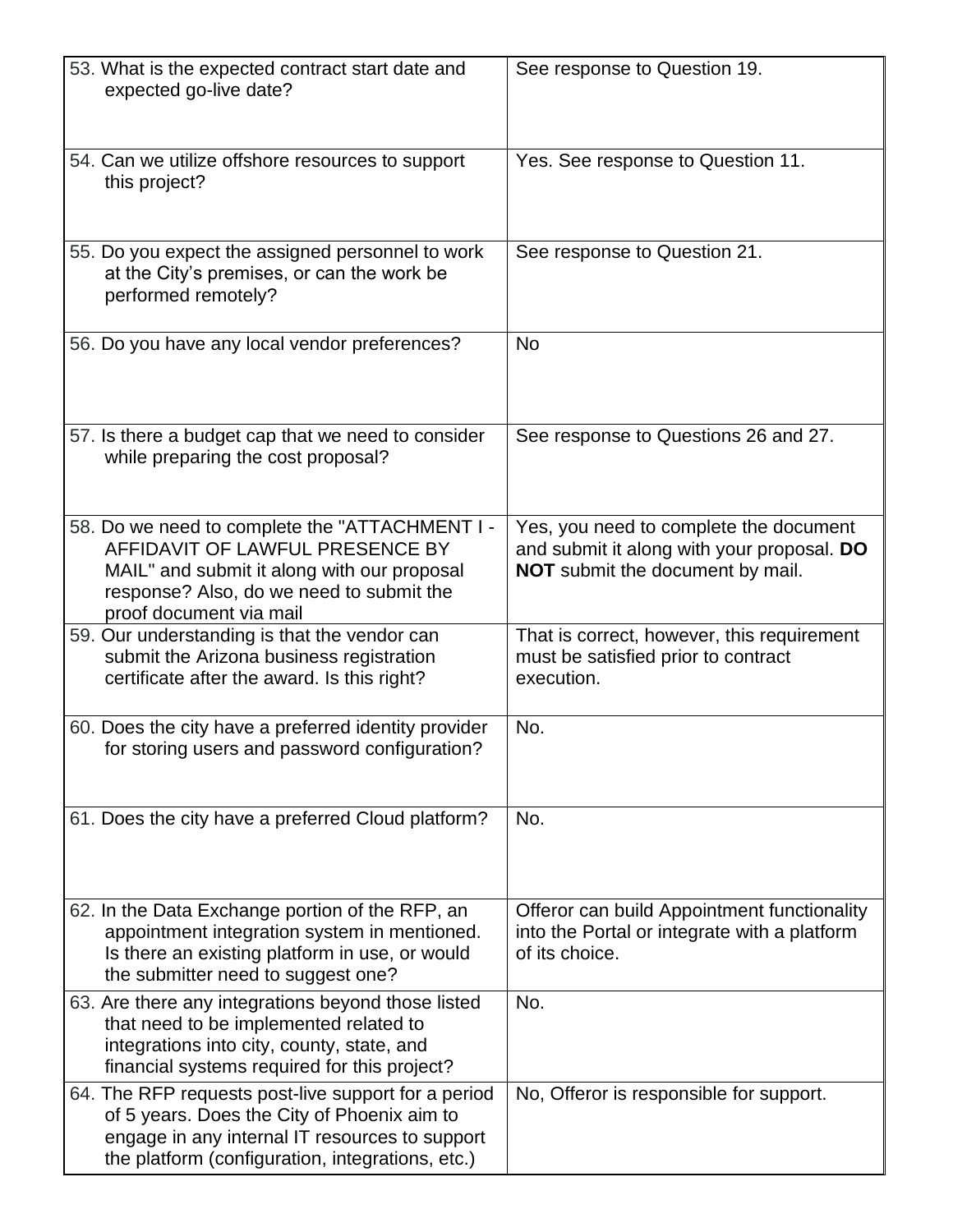| | |
|---|---|
| 53. What is the expected contract start date and expected go-live date? | See response to Question 19. |
| 54. Can we utilize offshore resources to support this project? | Yes. See response to Question 11. |
| 55. Do you expect the assigned personnel to work at the City's premises, or can the work be performed remotely? | See response to Question 21. |
| 56. Do you have any local vendor preferences? | No |
| 57. Is there a budget cap that we need to consider while preparing the cost proposal? | See response to Questions 26 and 27. |
| 58. Do we need to complete the "ATTACHMENT I - AFFIDAVIT OF LAWFUL PRESENCE BY MAIL" and submit it along with our proposal response? Also, do we need to submit the proof document via mail | Yes, you need to complete the document and submit it along with your proposal. **DO NOT** submit the document by mail. |
| 59. Our understanding is that the vendor can submit the Arizona business registration certificate after the award. Is this right? | That is correct, however, this requirement must be satisfied prior to contract execution. |
| 60. Does the city have a preferred identity provider for storing users and password configuration? | No. |
| 61. Does the city have a preferred Cloud platform? | No. |
| 62. In the Data Exchange portion of the RFP, an appointment integration system in mentioned. Is there an existing platform in use, or would the submitter need to suggest one? | Offeror can build Appointment functionality into the Portal or integrate with a platform of its choice. |
| 63. Are there any integrations beyond those listed that need to be implemented related to integrations into city, county, state, and financial systems required for this project? | No. |
| 64. The RFP requests post-live support for a period of 5 years. Does the City of Phoenix aim to engage in any internal IT resources to support the platform (configuration, integrations, etc.) | No, Offeror is responsible for support. |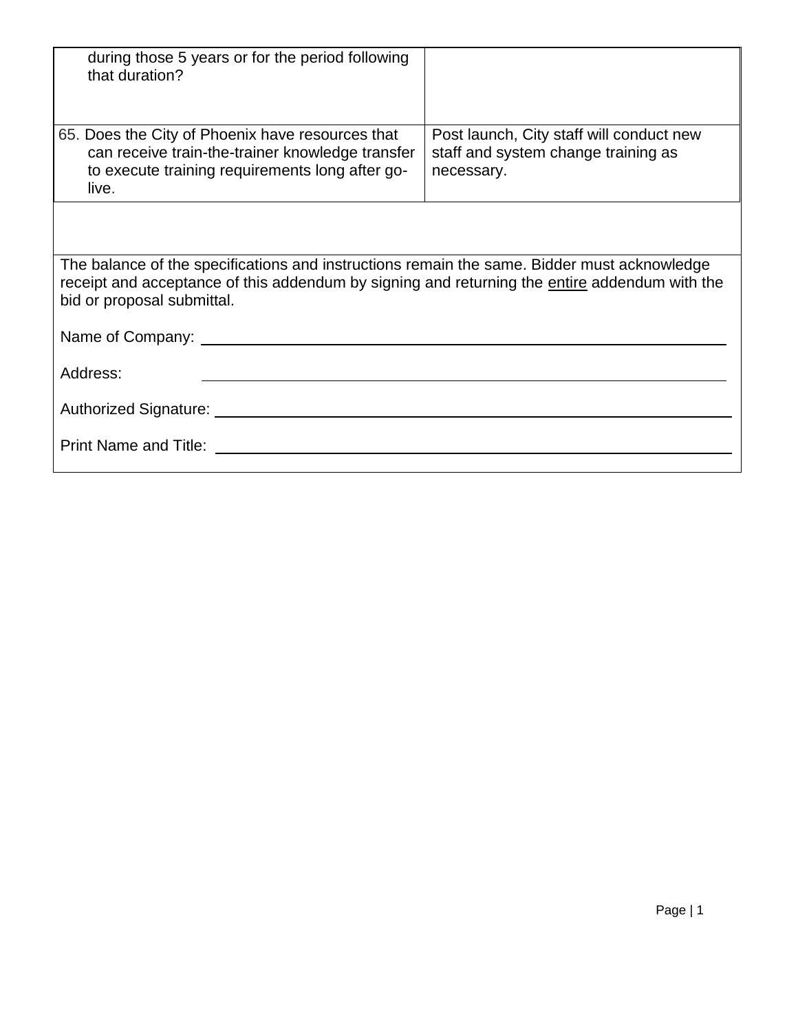| | |
|---|---|
| during those 5 years or for the period following that duration? | |
| 65. Does the City of Phoenix have resources that can receive train-the-trainer knowledge transfer to execute training requirements long after go-live. | Post launch, City staff will conduct new staff and system change training as necessary. |

The balance of the specifications and instructions remain the same. Bidder must acknowledge receipt and acceptance of this addendum by signing and returning the entire addendum with the bid or proposal submittal.

Name of Company: ______________________________________________

Address: ______________________________________________

Authorized Signature: ______________________________________________

Print Name and Title: ______________________________________________